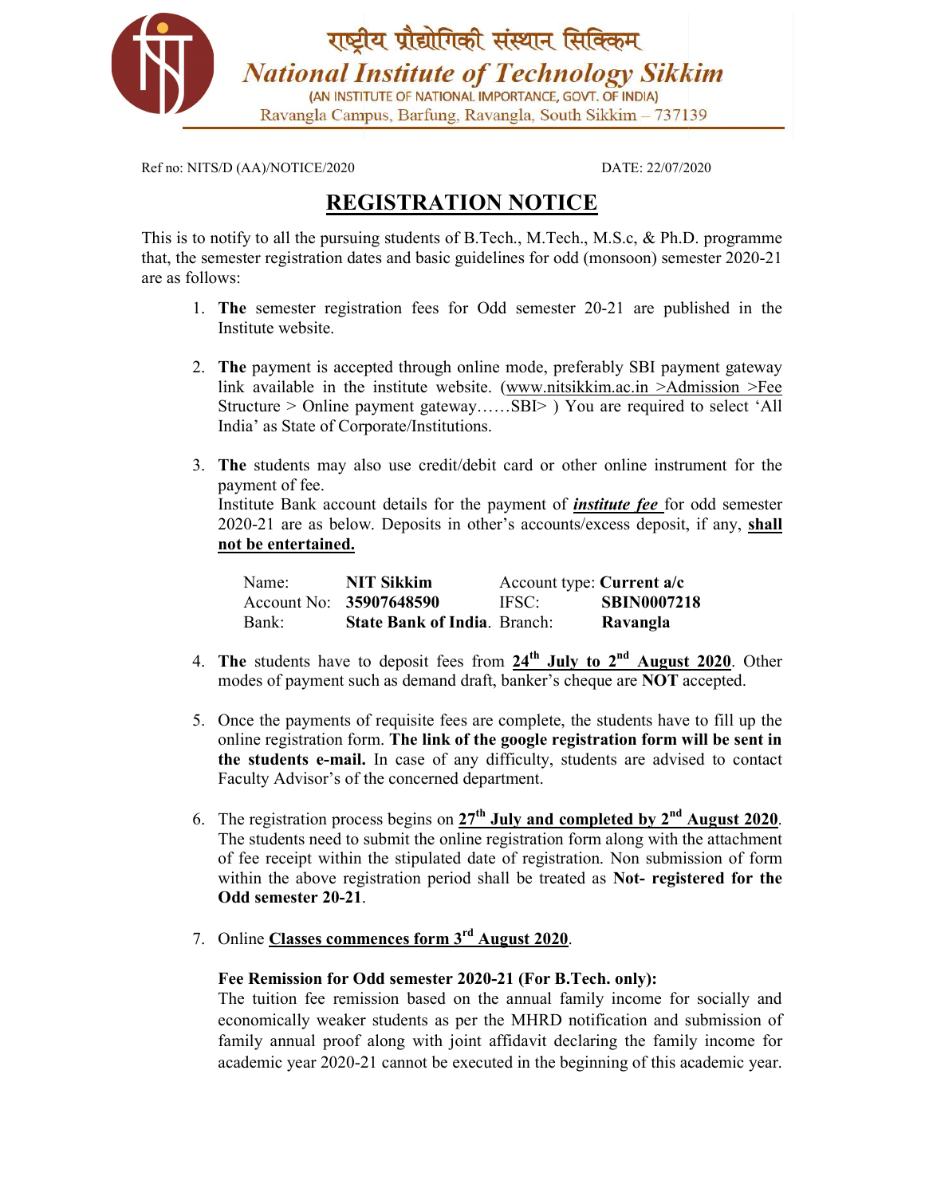राष्ट्रीय प्रौद्योगिकी संस्थान सिक्किम

**National Institute of Technology Sikkim**

(AN INSTITUTE OF NATIONAL IMPORTANCE, GOVT. OF INDIA)

Ravangla Campus, Barfung, Ravangla, South Sikkim – 737139

Ref no: NITS/D (AA)/NOTICE/2020 DATE: 22/07/2020

# REGISTRATION NOTICE

This is to notify to all the pursuing students of B.Tech., M.Tech., M.S.c, & Ph.D. programme that, the semester registration dates and basic guidelines for odd (monsoon) semester 2020-21 are as follows:

1. **The** semester registration fees for Odd semester 20-21 are published in the Institute website.

2. **The** payment is accepted through online mode, preferably SBI payment gateway link available in the institute website. (www.nitsikkim.ac.in >Admission >Fee Structure > Online payment gateway……SBI> ) You are required to select 'All India' as State of Corporate/Institutions.

3. **The** students may also use credit/debit card or other online instrument for the payment of fee.
   Institute Bank account details for the payment of ***institute fee*** for odd semester 2020-21 are as below. Deposits in other's accounts/excess deposit, if any, **shall not be entertained.**

   | | | | |
   |---|---|---|---|
   | Name: | **NIT Sikkim** | Account type: | **Current a/c** |
   | Account No: | **35907648590** | IFSC: | **SBIN0007218** |
   | Bank: | **State Bank of India**. | Branch: | **Ravangla** |

4. **The** students have to deposit fees from **24th July to 2nd August 2020**. Other modes of payment such as demand draft, banker's cheque are **NOT** accepted.

5. Once the payments of requisite fees are complete, the students have to fill up the online registration form. **The link of the google registration form will be sent in the students e-mail.** In case of any difficulty, students are advised to contact Faculty Advisor's of the concerned department.

6. The registration process begins on **27th July and completed by 2nd August 2020**. The students need to submit the online registration form along with the attachment of fee receipt within the stipulated date of registration. Non submission of form within the above registration period shall be treated as **Not- registered for the Odd semester 20-21**.

7. Online **Classes commences form 3rd August 2020**.

   **Fee Remission for Odd semester 2020-21 (For B.Tech. only):**
   The tuition fee remission based on the annual family income for socially and economically weaker students as per the MHRD notification and submission of family annual proof along with joint affidavit declaring the family income for academic year 2020-21 cannot be executed in the beginning of this academic year.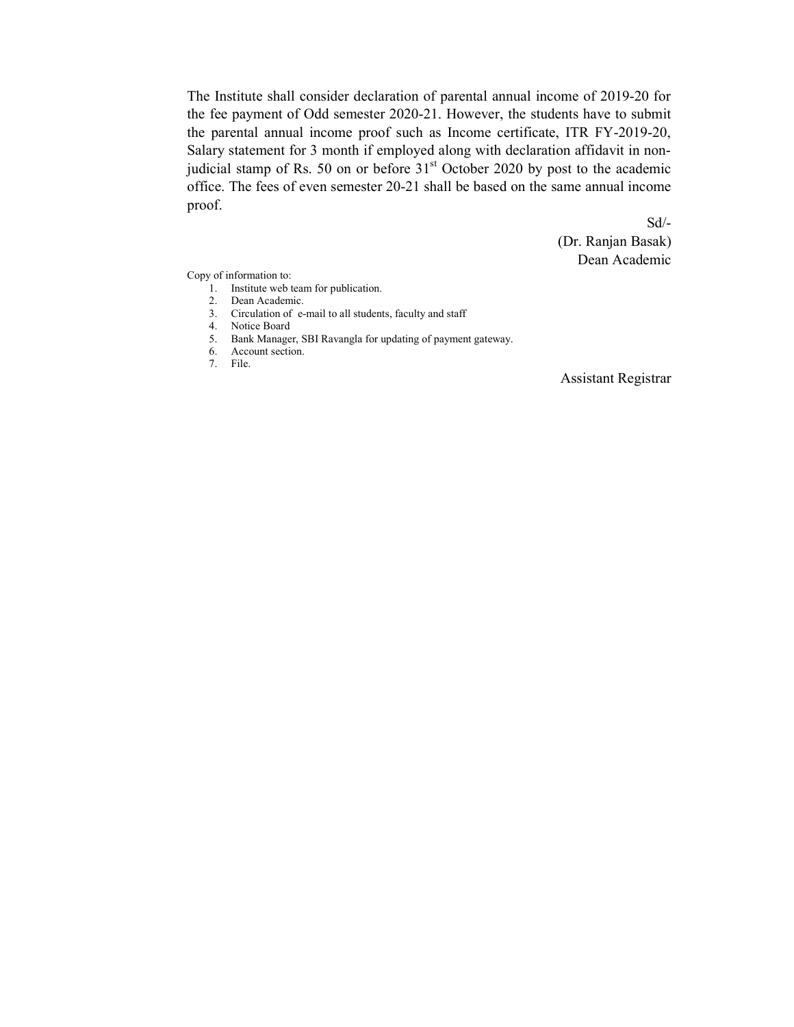The Institute shall consider declaration of parental annual income of 2019-20 for the fee payment of Odd semester 2020-21. However, the students have to submit the parental annual income proof such as Income certificate, ITR FY-2019-20, Salary statement for 3 month if employed along with declaration affidavit in non-judicial stamp of Rs. 50 on or before 31st October 2020 by post to the academic office. The fees of even semester 20-21 shall be based on the same annual income proof.

Sd/-
(Dr. Ranjan Basak)
Dean Academic

Copy of information to:

1. Institute web team for publication.
2. Dean Academic.
3. Circulation of e-mail to all students, faculty and staff
4. Notice Board
5. Bank Manager, SBI Ravangla for updating of payment gateway.
6. Account section.
7. File.

Assistant Registrar